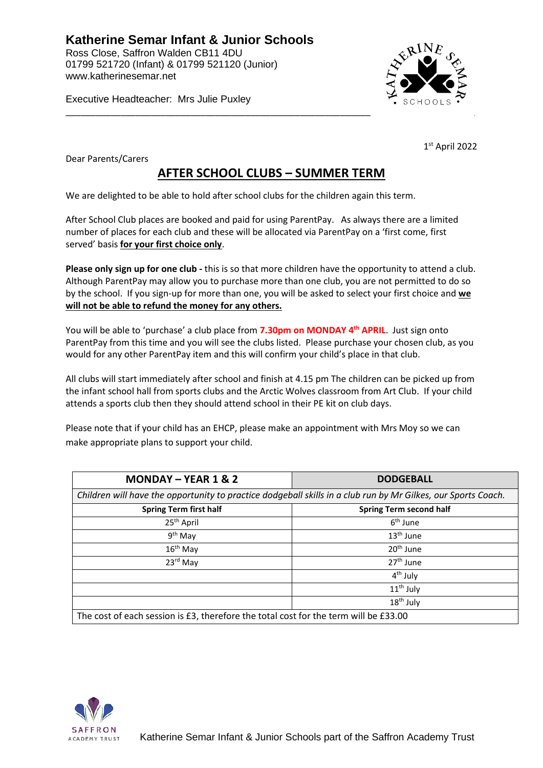# Katherine Semar Infant & Junior Schools

Ross Close, Saffron Walden CB11 4DU
01799 521720 (Infant) & 01799 521120 (Junior)
www.katherinesemar.net

Executive Headteacher: Mrs Julie Puxley

1st April 2022

Dear Parents/Carers

## AFTER SCHOOL CLUBS – SUMMER TERM

We are delighted to be able to hold after school clubs for the children again this term.

After School Club places are booked and paid for using ParentPay. As always there are a limited number of places for each club and these will be allocated via ParentPay on a 'first come, first served' basis **for your first choice only**.

**Please only sign up for one club -** this is so that more children have the opportunity to attend a club. Although ParentPay may allow you to purchase more than one club, you are not permitted to do so by the school. If you sign-up for more than one, you will be asked to select your first choice and **we will not be able to refund the money for any others.**

You will be able to 'purchase' a club place from **7.30pm on MONDAY 4th APRIL**. Just sign onto ParentPay from this time and you will see the clubs listed. Please purchase your chosen club, as you would for any other ParentPay item and this will confirm your child's place in that club.

All clubs will start immediately after school and finish at 4.15 pm The children can be picked up from the infant school hall from sports clubs and the Arctic Wolves classroom from Art Club. If your child attends a sports club then they should attend school in their PE kit on club days.

Please note that if your child has an EHCP, please make an appointment with Mrs Moy so we can make appropriate plans to support your child.

| MONDAY – YEAR 1 & 2 | DODGEBALL |
|---|---|
| *Children will have the opportunity to practice dodgeball skills in a club run by Mr Gilkes, our Sports Coach.* | |
| **Spring Term first half** | **Spring Term second half** |
| 25th April | 6th June |
| 9th May | 13th June |
| 16th May | 20th June |
| 23rd May | 27th June |
| | 4th July |
| | 11th July |
| | 18th July |
| The cost of each session is £3, therefore the total cost for the term will be £33.00 | |

Katherine Semar Infant & Junior Schools part of the Saffron Academy Trust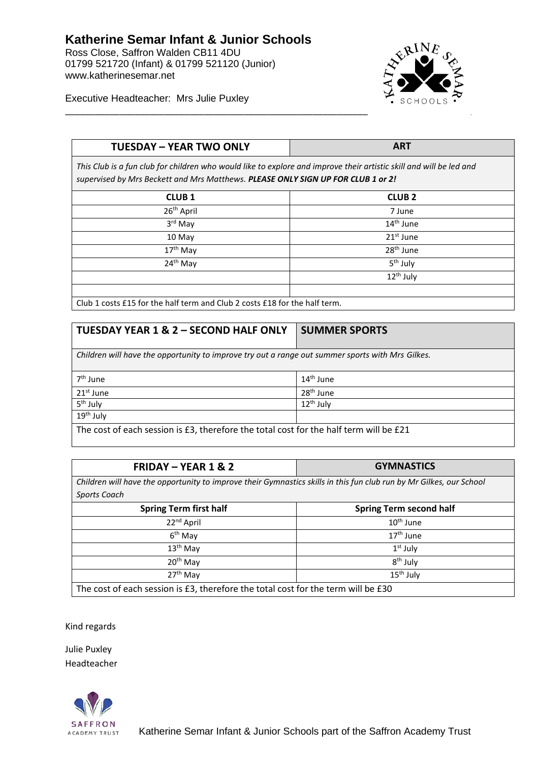# Katherine Semar Infant & Junior Schools

Ross Close, Saffron Walden CB11 4DU
01799 521720 (Infant) & 01799 521120 (Junior)
www.katherinesemar.net

Executive Headteacher: Mrs Julie Puxley

| TUESDAY – YEAR TWO ONLY | ART |
|---|---|
| *This Club is a fun club for children who would like to explore and improve their artistic skill and will be led and supervised by Mrs Beckett and Mrs Matthews. **PLEASE ONLY SIGN UP FOR CLUB 1 or 2!*** | |
| **CLUB 1** | **CLUB 2** |
| 26th April | 7 June |
| 3rd May | 14th June |
| 10 May | 21st June |
| 17th May | 28th June |
| 24th May | 5th July |
| | 12th July |
| | |
| Club 1 costs £15 for the half term and Club 2 costs £18 for the half term. | |

| TUESDAY YEAR 1 & 2 – SECOND HALF ONLY | SUMMER SPORTS |
|---|---|
| *Children will have the opportunity to improve try out a range out summer sports with Mrs Gilkes.* | |
| 7th June | 14th June |
| 21st June | 28th June |
| 5th July | 12th July |
| 19th July | |
| The cost of each session is £3, therefore the total cost for the half term will be £21 | |

| FRIDAY – YEAR 1 & 2 | GYMNASTICS |
|---|---|
| *Children will have the opportunity to improve their Gymnastics skills in this fun club run by Mr Gilkes, our School Sports Coach* | |
| **Spring Term first half** | **Spring Term second half** |
| 22nd April | 10th June |
| 6th May | 17th June |
| 13th May | 1st July |
| 20th May | 8th July |
| 27th May | 15th July |
| The cost of each session is £3, therefore the total cost for the term will be £30 | |

Kind regards

Julie Puxley
Headteacher

Katherine Semar Infant & Junior Schools part of the Saffron Academy Trust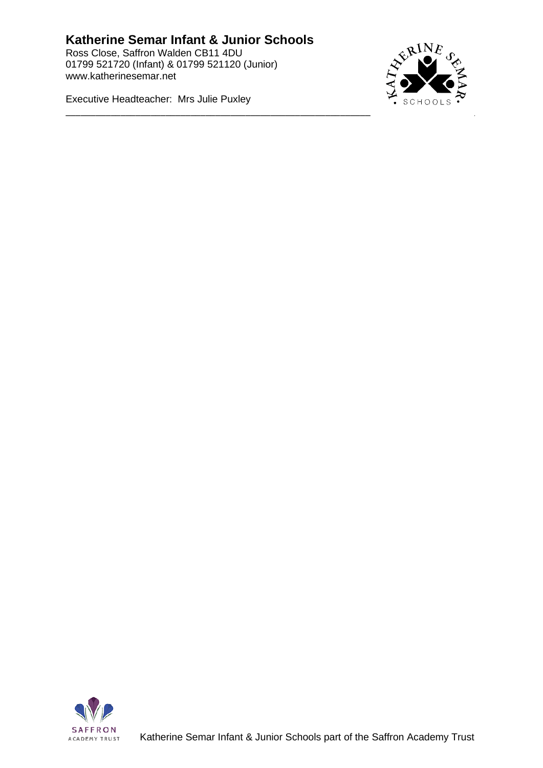# Katherine Semar Infant & Junior Schools

Ross Close, Saffron Walden CB11 4DU
01799 521720 (Infant) & 01799 521120 (Junior)
www.katherinesemar.net

Executive Headteacher: Mrs Julie Puxley

Katherine Semar Infant & Junior Schools part of the Saffron Academy Trust